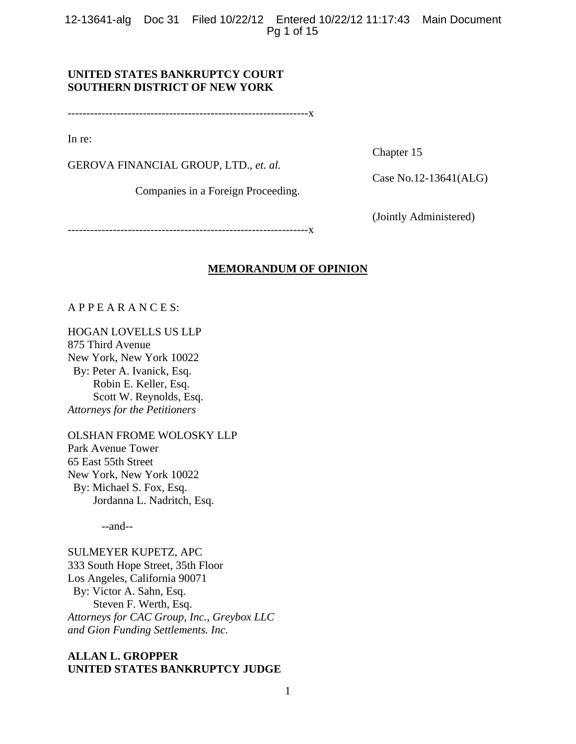**UNITED STATES BANKRUPTCY COURT**
**SOUTHERN DISTRICT OF NEW YORK**

---------------------------------------------------------------x

In re:

GEROVA FINANCIAL GROUP, LTD., *et. al.*

Companies in a Foreign Proceeding.

Chapter 15

Case No.12-13641(ALG)

(Jointly Administered)

---------------------------------------------------------------x

**MEMORANDUM OF OPINION**

A P P E A R A N C E S:

HOGAN LOVELLS US LLP
875 Third Avenue
New York, New York 10022
By: Peter A. Ivanick, Esq.
Robin E. Keller, Esq.
Scott W. Reynolds, Esq.
*Attorneys for the Petitioners*

OLSHAN FROME WOLOSKY LLP
Park Avenue Tower
65 East 55th Street
New York, New York 10022
By: Michael S. Fox, Esq.
Jordanna L. Nadritch, Esq.

--and--

SULMEYER KUPETZ, APC
333 South Hope Street, 35th Floor
Los Angeles, California 90071
By: Victor A. Sahn, Esq.
Steven F. Werth, Esq.
*Attorneys for CAC Group, Inc., Greybox LLC and Gion Funding Settlements. Inc.*

**ALLAN L. GROPPER**
**UNITED STATES BANKRUPTCY JUDGE**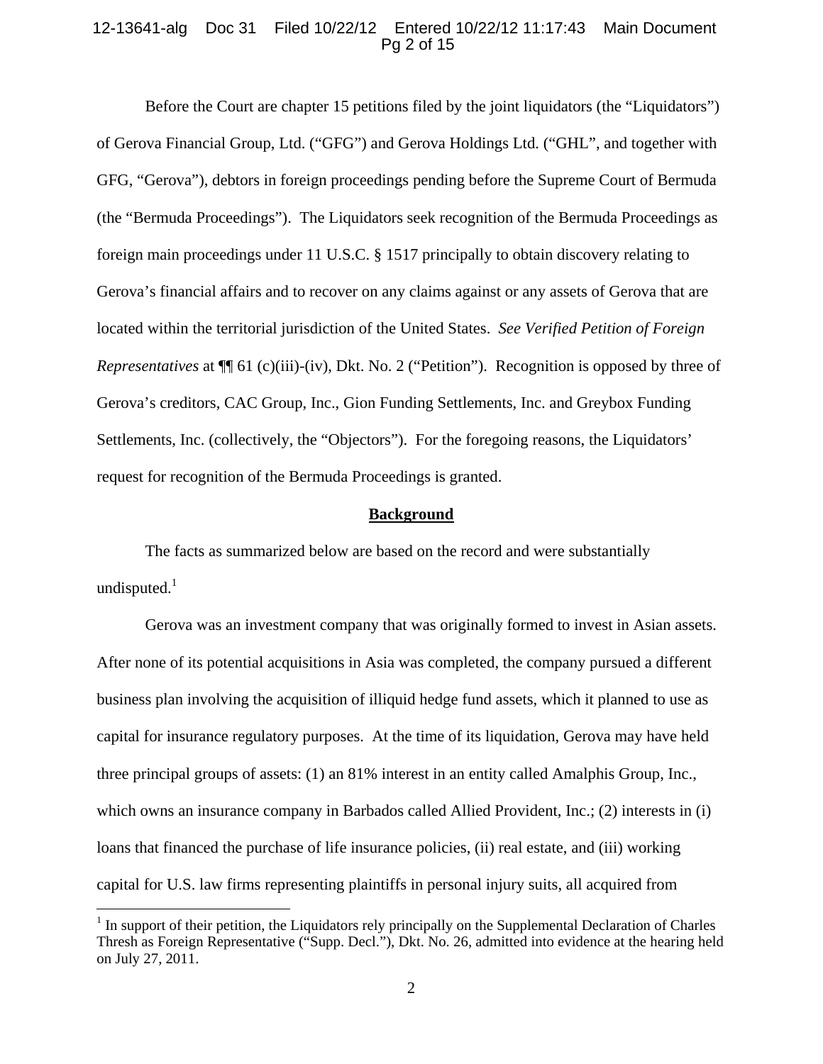Before the Court are chapter 15 petitions filed by the joint liquidators (the "Liquidators") of Gerova Financial Group, Ltd. ("GFG") and Gerova Holdings Ltd. ("GHL", and together with GFG, "Gerova"), debtors in foreign proceedings pending before the Supreme Court of Bermuda (the "Bermuda Proceedings"). The Liquidators seek recognition of the Bermuda Proceedings as foreign main proceedings under 11 U.S.C. § 1517 principally to obtain discovery relating to Gerova's financial affairs and to recover on any claims against or any assets of Gerova that are located within the territorial jurisdiction of the United States. *See Verified Petition of Foreign Representatives* at ¶¶ 61 (c)(iii)-(iv), Dkt. No. 2 ("Petition"). Recognition is opposed by three of Gerova's creditors, CAC Group, Inc., Gion Funding Settlements, Inc. and Greybox Funding Settlements, Inc. (collectively, the "Objectors"). For the foregoing reasons, the Liquidators' request for recognition of the Bermuda Proceedings is granted.

## Background

The facts as summarized below are based on the record and were substantially undisputed.[1]

Gerova was an investment company that was originally formed to invest in Asian assets. After none of its potential acquisitions in Asia was completed, the company pursued a different business plan involving the acquisition of illiquid hedge fund assets, which it planned to use as capital for insurance regulatory purposes. At the time of its liquidation, Gerova may have held three principal groups of assets: (1) an 81% interest in an entity called Amalphis Group, Inc., which owns an insurance company in Barbados called Allied Provident, Inc.; (2) interests in (i) loans that financed the purchase of life insurance policies, (ii) real estate, and (iii) working capital for U.S. law firms representing plaintiffs in personal injury suits, all acquired from

[1] In support of their petition, the Liquidators rely principally on the Supplemental Declaration of Charles Thresh as Foreign Representative ("Supp. Decl."), Dkt. No. 26, admitted into evidence at the hearing held on July 27, 2011.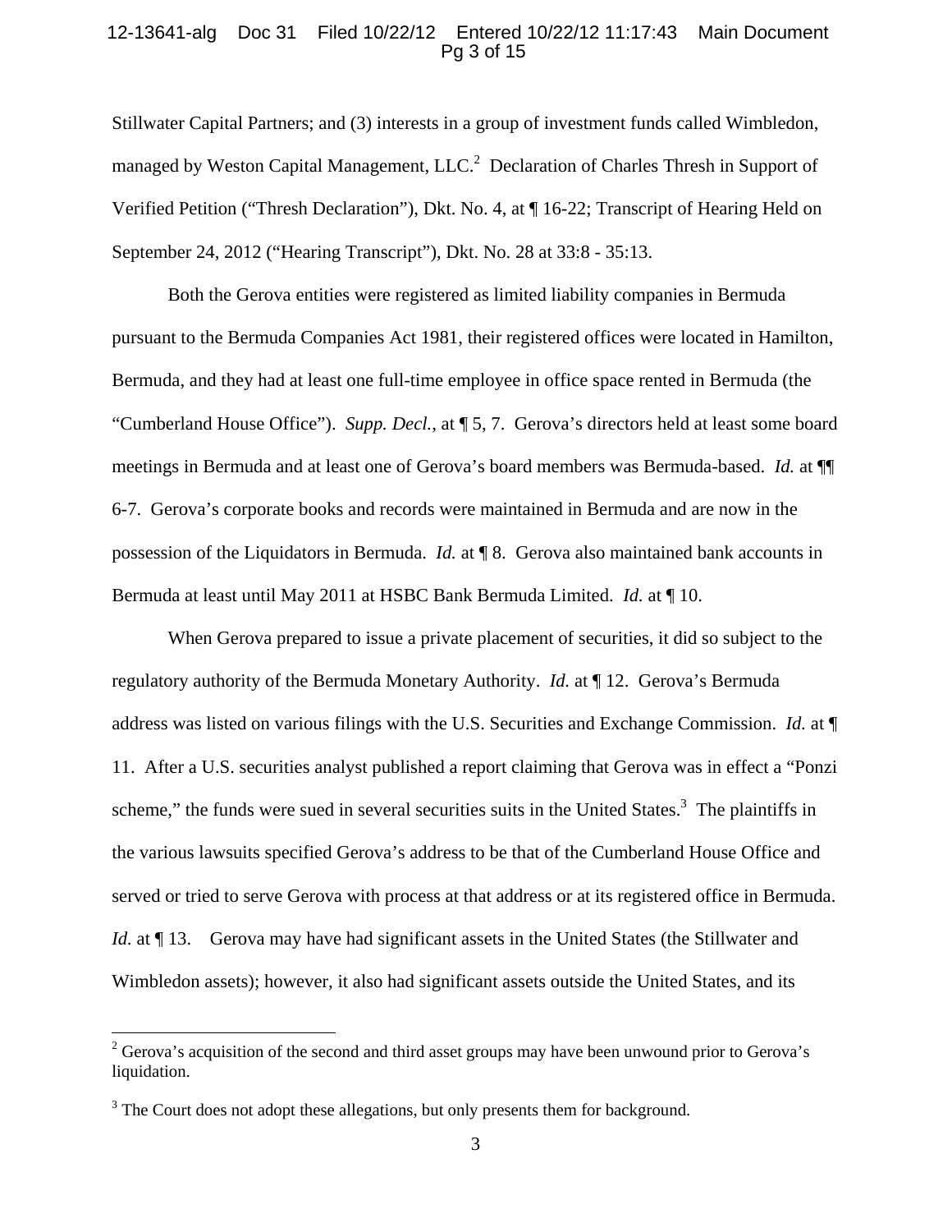Stillwater Capital Partners; and (3) interests in a group of investment funds called Wimbledon, managed by Weston Capital Management, LLC.[2] Declaration of Charles Thresh in Support of Verified Petition ("Thresh Declaration"), Dkt. No. 4, at ¶ 16-22; Transcript of Hearing Held on September 24, 2012 ("Hearing Transcript"), Dkt. No. 28 at 33:8 - 35:13.

Both the Gerova entities were registered as limited liability companies in Bermuda pursuant to the Bermuda Companies Act 1981, their registered offices were located in Hamilton, Bermuda, and they had at least one full-time employee in office space rented in Bermuda (the "Cumberland House Office"). *Supp. Decl.*, at ¶ 5, 7. Gerova's directors held at least some board meetings in Bermuda and at least one of Gerova's board members was Bermuda-based. *Id.* at ¶¶ 6-7. Gerova's corporate books and records were maintained in Bermuda and are now in the possession of the Liquidators in Bermuda. *Id.* at ¶ 8. Gerova also maintained bank accounts in Bermuda at least until May 2011 at HSBC Bank Bermuda Limited. *Id.* at ¶ 10.

When Gerova prepared to issue a private placement of securities, it did so subject to the regulatory authority of the Bermuda Monetary Authority. *Id.* at ¶ 12. Gerova's Bermuda address was listed on various filings with the U.S. Securities and Exchange Commission. *Id.* at ¶ 11. After a U.S. securities analyst published a report claiming that Gerova was in effect a "Ponzi scheme," the funds were sued in several securities suits in the United States.[3] The plaintiffs in the various lawsuits specified Gerova's address to be that of the Cumberland House Office and served or tried to serve Gerova with process at that address or at its registered office in Bermuda. *Id.* at ¶ 13. Gerova may have had significant assets in the United States (the Stillwater and Wimbledon assets); however, it also had significant assets outside the United States, and its

---

[2] Gerova's acquisition of the second and third asset groups may have been unwound prior to Gerova's liquidation.

[3] The Court does not adopt these allegations, but only presents them for background.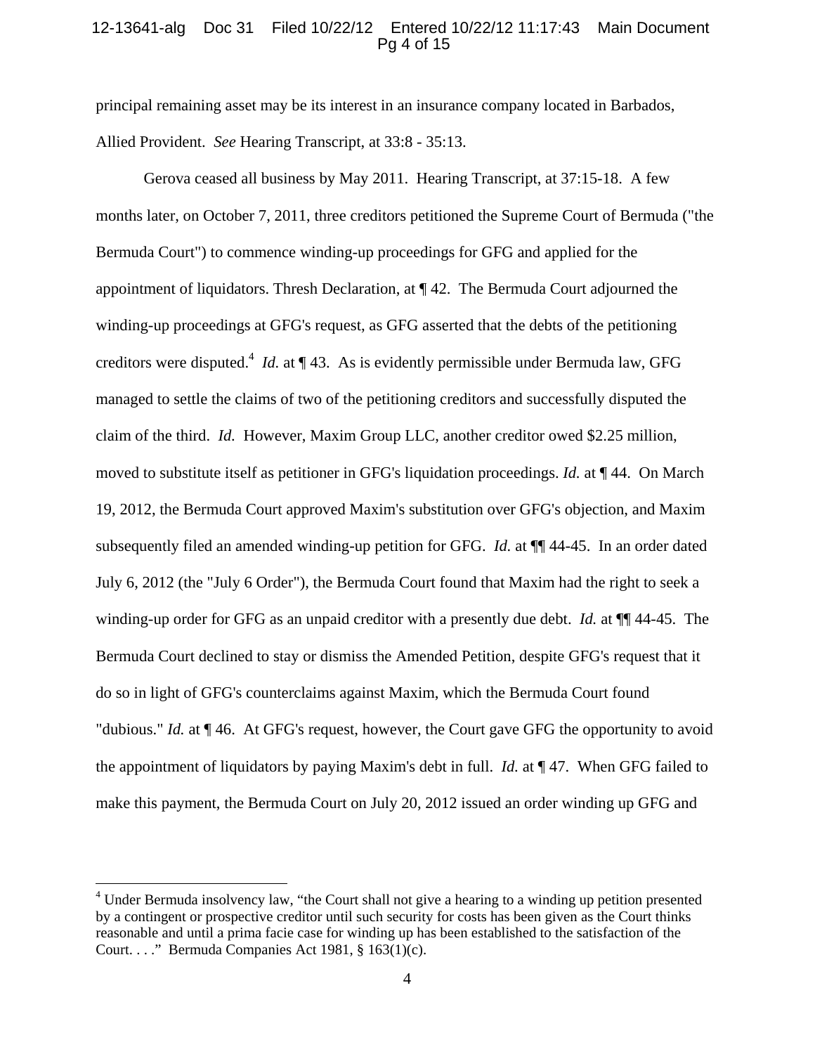principal remaining asset may be its interest in an insurance company located in Barbados, Allied Provident. *See* Hearing Transcript, at 33:8 - 35:13.

Gerova ceased all business by May 2011. Hearing Transcript, at 37:15-18. A few months later, on October 7, 2011, three creditors petitioned the Supreme Court of Bermuda ("the Bermuda Court") to commence winding-up proceedings for GFG and applied for the appointment of liquidators. Thresh Declaration, at ¶ 42. The Bermuda Court adjourned the winding-up proceedings at GFG's request, as GFG asserted that the debts of the petitioning creditors were disputed.[4] *Id.* at ¶ 43. As is evidently permissible under Bermuda law, GFG managed to settle the claims of two of the petitioning creditors and successfully disputed the claim of the third. *Id.* However, Maxim Group LLC, another creditor owed $2.25 million, moved to substitute itself as petitioner in GFG's liquidation proceedings. *Id.* at ¶ 44. On March 19, 2012, the Bermuda Court approved Maxim's substitution over GFG's objection, and Maxim subsequently filed an amended winding-up petition for GFG. *Id.* at ¶¶ 44-45. In an order dated July 6, 2012 (the "July 6 Order"), the Bermuda Court found that Maxim had the right to seek a winding-up order for GFG as an unpaid creditor with a presently due debt. *Id.* at ¶¶ 44-45. The Bermuda Court declined to stay or dismiss the Amended Petition, despite GFG's request that it do so in light of GFG's counterclaims against Maxim, which the Bermuda Court found "dubious." *Id.* at ¶ 46. At GFG's request, however, the Court gave GFG the opportunity to avoid the appointment of liquidators by paying Maxim's debt in full. *Id.* at ¶ 47. When GFG failed to make this payment, the Bermuda Court on July 20, 2012 issued an order winding up GFG and

---

[4] Under Bermuda insolvency law, "the Court shall not give a hearing to a winding up petition presented by a contingent or prospective creditor until such security for costs has been given as the Court thinks reasonable and until a prima facie case for winding up has been established to the satisfaction of the Court. . . ." Bermuda Companies Act 1981, § 163(1)(c).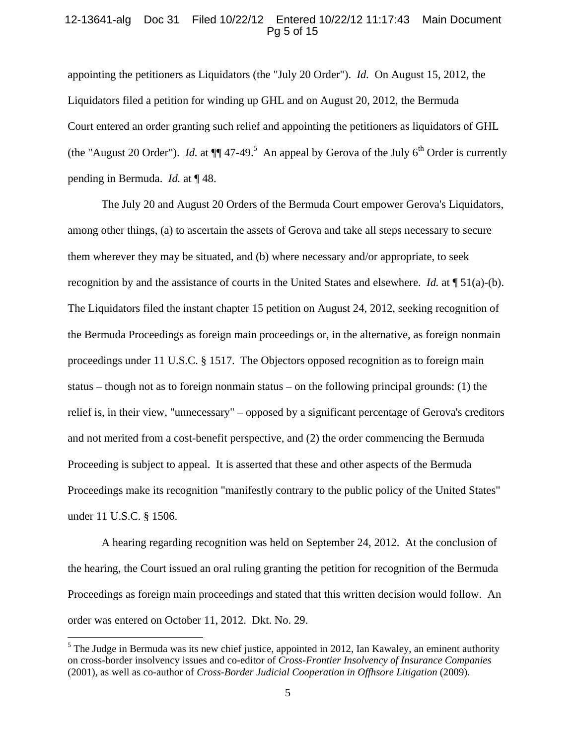appointing the petitioners as Liquidators (the "July 20 Order"). *Id.* On August 15, 2012, the Liquidators filed a petition for winding up GHL and on August 20, 2012, the Bermuda Court entered an order granting such relief and appointing the petitioners as liquidators of GHL (the "August 20 Order"). *Id.* at ¶¶ 47-49.[5] An appeal by Gerova of the July 6th Order is currently pending in Bermuda. *Id.* at ¶ 48.

The July 20 and August 20 Orders of the Bermuda Court empower Gerova's Liquidators, among other things, (a) to ascertain the assets of Gerova and take all steps necessary to secure them wherever they may be situated, and (b) where necessary and/or appropriate, to seek recognition by and the assistance of courts in the United States and elsewhere. *Id.* at ¶ 51(a)-(b). The Liquidators filed the instant chapter 15 petition on August 24, 2012, seeking recognition of the Bermuda Proceedings as foreign main proceedings or, in the alternative, as foreign nonmain proceedings under 11 U.S.C. § 1517. The Objectors opposed recognition as to foreign main status – though not as to foreign nonmain status – on the following principal grounds: (1) the relief is, in their view, "unnecessary" – opposed by a significant percentage of Gerova's creditors and not merited from a cost-benefit perspective, and (2) the order commencing the Bermuda Proceeding is subject to appeal. It is asserted that these and other aspects of the Bermuda Proceedings make its recognition "manifestly contrary to the public policy of the United States" under 11 U.S.C. § 1506.

A hearing regarding recognition was held on September 24, 2012. At the conclusion of the hearing, the Court issued an oral ruling granting the petition for recognition of the Bermuda Proceedings as foreign main proceedings and stated that this written decision would follow. An order was entered on October 11, 2012. Dkt. No. 29.

---

[5] The Judge in Bermuda was its new chief justice, appointed in 2012, Ian Kawaley, an eminent authority on cross-border insolvency issues and co-editor of *Cross-Frontier Insolvency of Insurance Companies* (2001), as well as co-author of *Cross-Border Judicial Cooperation in Offhsore Litigation* (2009).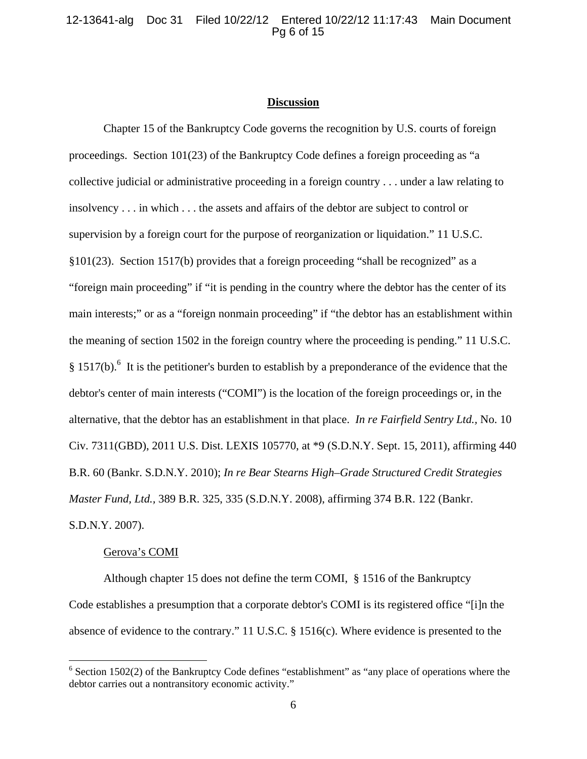## **Discussion**

Chapter 15 of the Bankruptcy Code governs the recognition by U.S. courts of foreign proceedings. Section 101(23) of the Bankruptcy Code defines a foreign proceeding as "a collective judicial or administrative proceeding in a foreign country . . . under a law relating to insolvency . . . in which . . . the assets and affairs of the debtor are subject to control or supervision by a foreign court for the purpose of reorganization or liquidation." 11 U.S.C. §101(23). Section 1517(b) provides that a foreign proceeding "shall be recognized" as a "foreign main proceeding" if "it is pending in the country where the debtor has the center of its main interests;" or as a "foreign nonmain proceeding" if "the debtor has an establishment within the meaning of section 1502 in the foreign country where the proceeding is pending." 11 U.S.C. § 1517(b).[6] It is the petitioner's burden to establish by a preponderance of the evidence that the debtor's center of main interests ("COMI") is the location of the foreign proceedings or, in the alternative, that the debtor has an establishment in that place. *In re Fairfield Sentry Ltd.*, No. 10 Civ. 7311(GBD), 2011 U.S. Dist. LEXIS 105770, at *9 (S.D.N.Y. Sept. 15, 2011), affirming 440 B.R. 60 (Bankr. S.D.N.Y. 2010); *In re Bear Stearns High–Grade Structured Credit Strategies Master Fund, Ltd.*, 389 B.R. 325, 335 (S.D.N.Y. 2008), affirming 374 B.R. 122 (Bankr. S.D.N.Y. 2007).

<u>Gerova's COMI</u>

Although chapter 15 does not define the term COMI, § 1516 of the Bankruptcy Code establishes a presumption that a corporate debtor's COMI is its registered office "[i]n the absence of evidence to the contrary." 11 U.S.C. § 1516(c). Where evidence is presented to the

---

[6] Section 1502(2) of the Bankruptcy Code defines "establishment" as "any place of operations where the debtor carries out a nontransitory economic activity."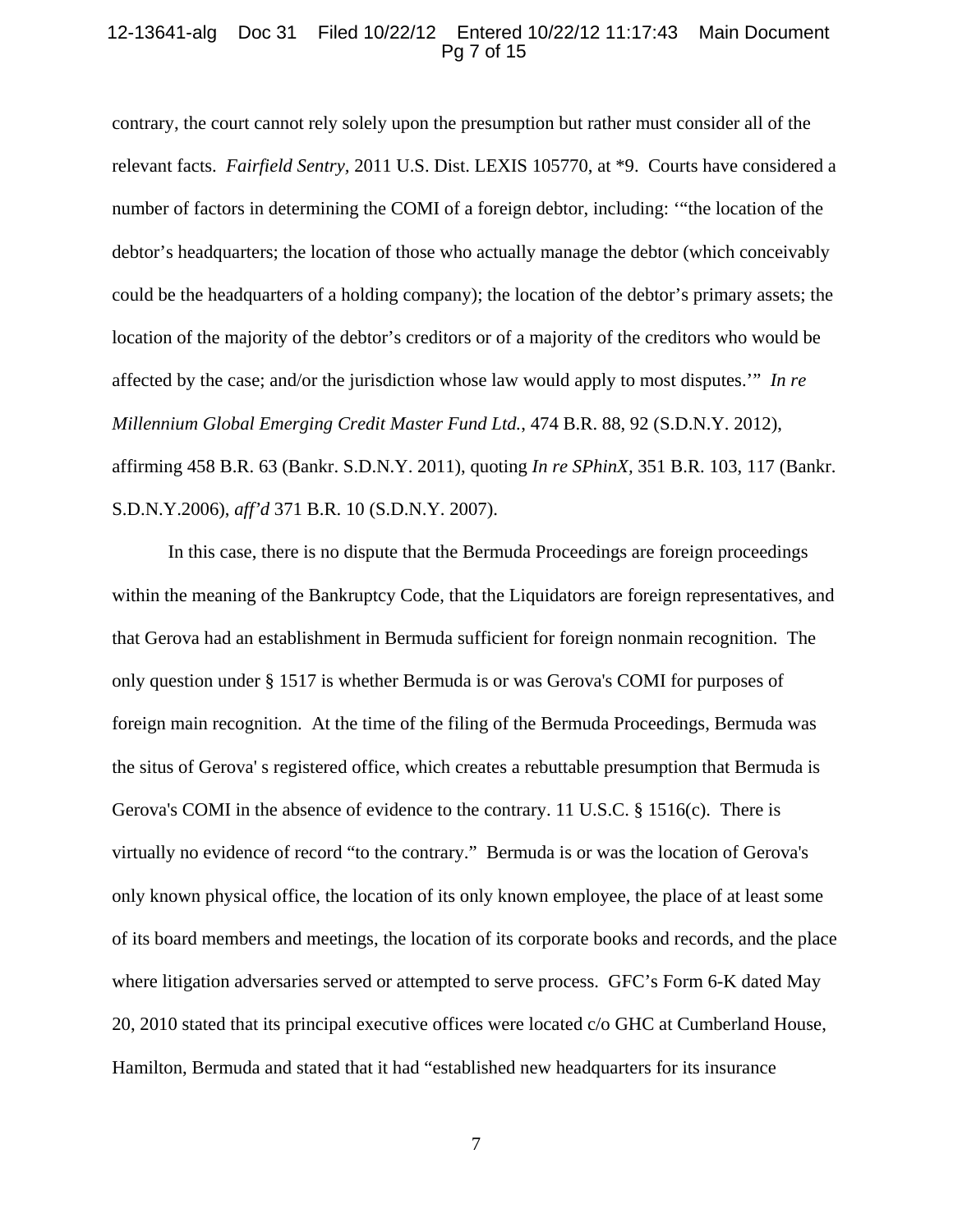contrary, the court cannot rely solely upon the presumption but rather must consider all of the relevant facts. *Fairfield Sentry*, 2011 U.S. Dist. LEXIS 105770, at *9. Courts have considered a number of factors in determining the COMI of a foreign debtor, including: '"the location of the debtor's headquarters; the location of those who actually manage the debtor (which conceivably could be the headquarters of a holding company); the location of the debtor's primary assets; the location of the majority of the debtor's creditors or of a majority of the creditors who would be affected by the case; and/or the jurisdiction whose law would apply to most disputes.'" *In re Millennium Global Emerging Credit Master Fund Ltd.*, 474 B.R. 88, 92 (S.D.N.Y. 2012), affirming 458 B.R. 63 (Bankr. S.D.N.Y. 2011), quoting *In re SPhinX*, 351 B.R. 103, 117 (Bankr. S.D.N.Y.2006), *aff'd* 371 B.R. 10 (S.D.N.Y. 2007).

In this case, there is no dispute that the Bermuda Proceedings are foreign proceedings within the meaning of the Bankruptcy Code, that the Liquidators are foreign representatives, and that Gerova had an establishment in Bermuda sufficient for foreign nonmain recognition. The only question under § 1517 is whether Bermuda is or was Gerova's COMI for purposes of foreign main recognition. At the time of the filing of the Bermuda Proceedings, Bermuda was the situs of Gerova' s registered office, which creates a rebuttable presumption that Bermuda is Gerova's COMI in the absence of evidence to the contrary. 11 U.S.C. § 1516(c). There is virtually no evidence of record "to the contrary." Bermuda is or was the location of Gerova's only known physical office, the location of its only known employee, the place of at least some of its board members and meetings, the location of its corporate books and records, and the place where litigation adversaries served or attempted to serve process. GFC's Form 6-K dated May 20, 2010 stated that its principal executive offices were located c/o GHC at Cumberland House, Hamilton, Bermuda and stated that it had "established new headquarters for its insurance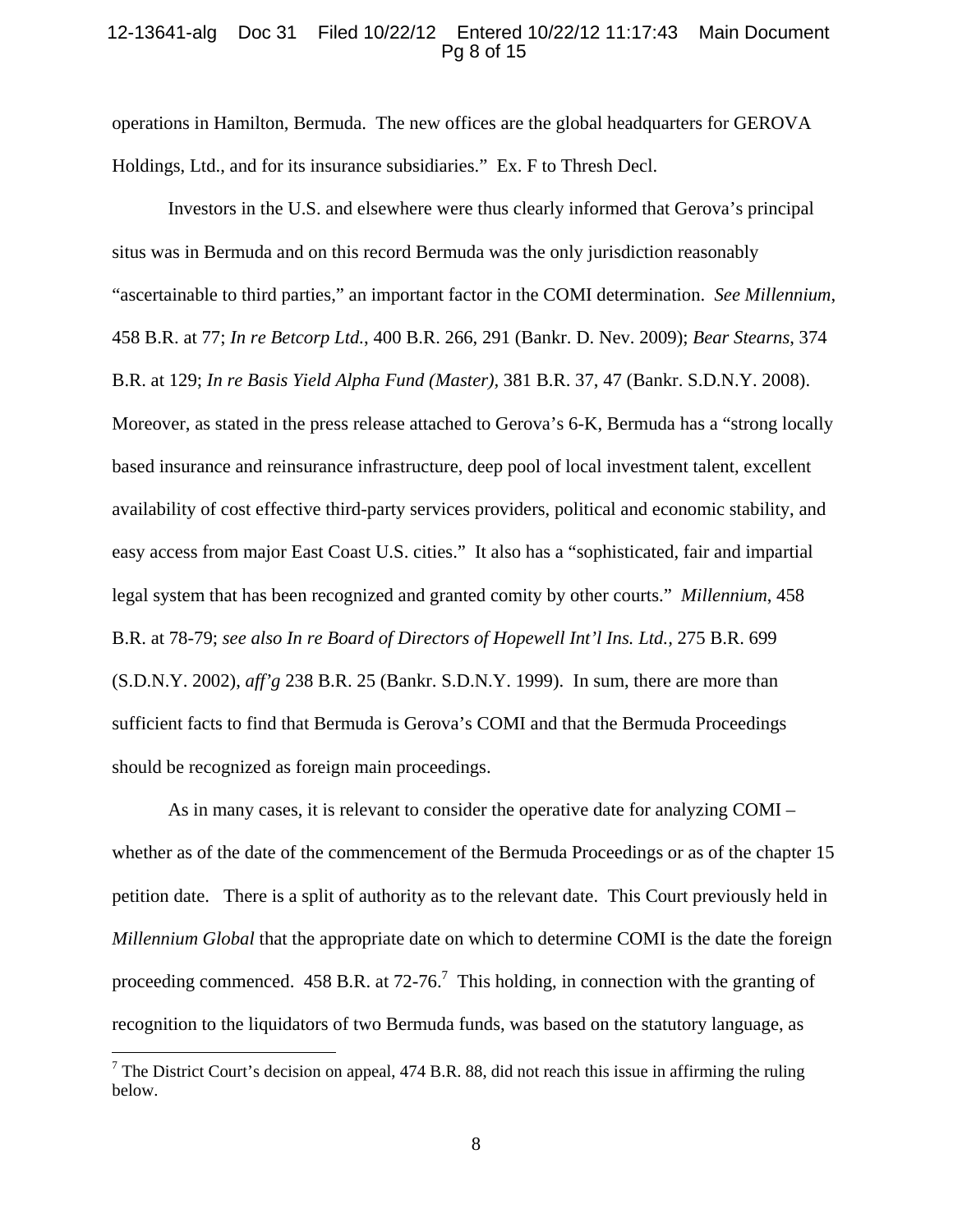operations in Hamilton, Bermuda. The new offices are the global headquarters for GEROVA Holdings, Ltd., and for its insurance subsidiaries." Ex. F to Thresh Decl.

Investors in the U.S. and elsewhere were thus clearly informed that Gerova's principal situs was in Bermuda and on this record Bermuda was the only jurisdiction reasonably "ascertainable to third parties," an important factor in the COMI determination. *See Millennium*, 458 B.R. at 77; *In re Betcorp Ltd.*, 400 B.R. 266, 291 (Bankr. D. Nev. 2009); *Bear Stearns*, 374 B.R. at 129; *In re Basis Yield Alpha Fund (Master)*, 381 B.R. 37, 47 (Bankr. S.D.N.Y. 2008). Moreover, as stated in the press release attached to Gerova's 6-K, Bermuda has a "strong locally based insurance and reinsurance infrastructure, deep pool of local investment talent, excellent availability of cost effective third-party services providers, political and economic stability, and easy access from major East Coast U.S. cities." It also has a "sophisticated, fair and impartial legal system that has been recognized and granted comity by other courts." *Millennium*, 458 B.R. at 78-79; *see also In re Board of Directors of Hopewell Int'l Ins. Ltd.*, 275 B.R. 699 (S.D.N.Y. 2002), *aff'g* 238 B.R. 25 (Bankr. S.D.N.Y. 1999). In sum, there are more than sufficient facts to find that Bermuda is Gerova's COMI and that the Bermuda Proceedings should be recognized as foreign main proceedings.

As in many cases, it is relevant to consider the operative date for analyzing COMI – whether as of the date of the commencement of the Bermuda Proceedings or as of the chapter 15 petition date. There is a split of authority as to the relevant date. This Court previously held in *Millennium Global* that the appropriate date on which to determine COMI is the date the foreign proceeding commenced. 458 B.R. at 72-76.[7] This holding, in connection with the granting of recognition to the liquidators of two Bermuda funds, was based on the statutory language, as

---

[7] The District Court's decision on appeal, 474 B.R. 88, did not reach this issue in affirming the ruling below.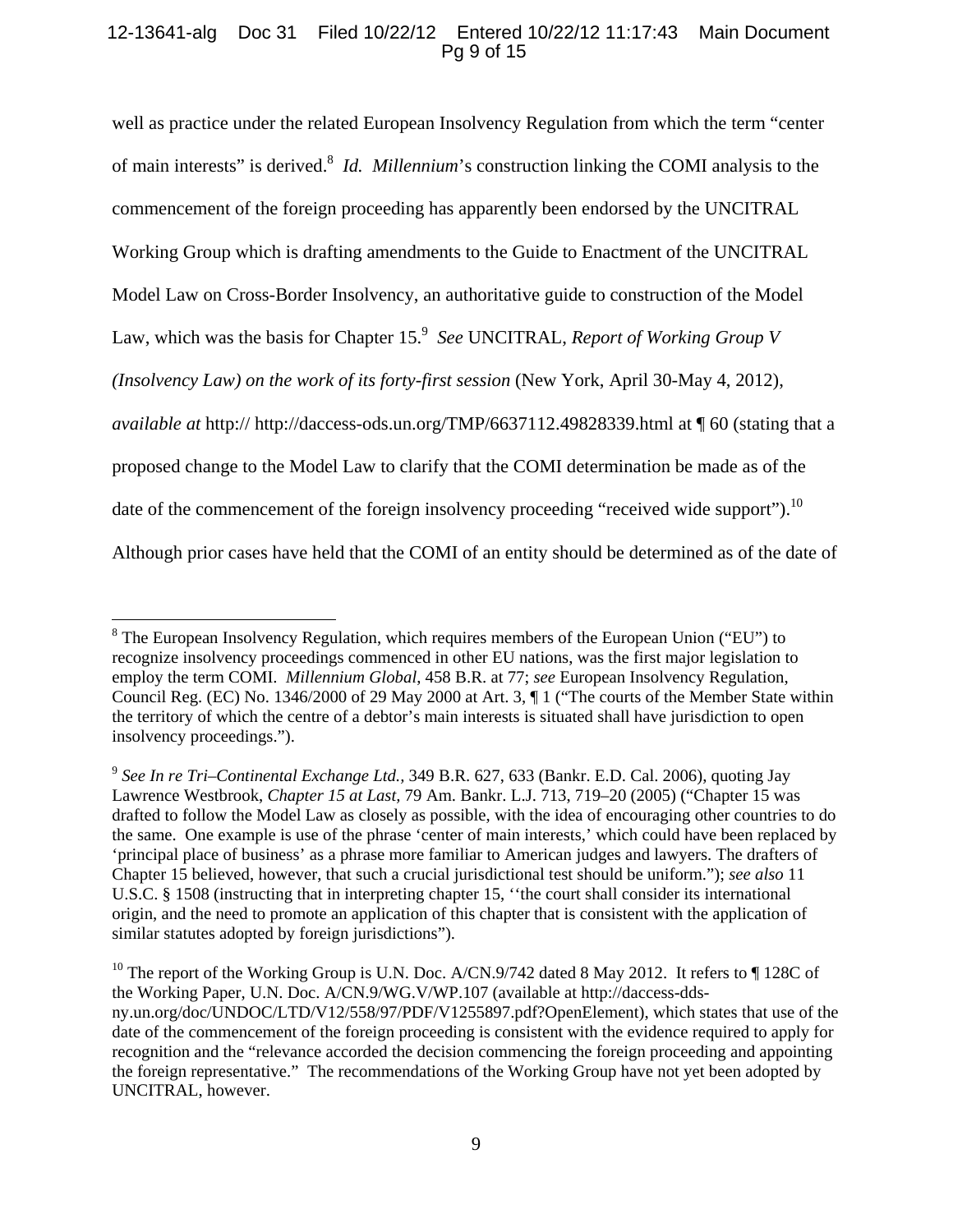well as practice under the related European Insolvency Regulation from which the term "center of main interests" is derived.[8] *Id. Millennium*'s construction linking the COMI analysis to the commencement of the foreign proceeding has apparently been endorsed by the UNCITRAL Working Group which is drafting amendments to the Guide to Enactment of the UNCITRAL Model Law on Cross-Border Insolvency, an authoritative guide to construction of the Model Law, which was the basis for Chapter 15.[9] *See* UNCITRAL, *Report of Working Group V (Insolvency Law) on the work of its forty-first session* (New York, April 30-May 4, 2012), *available at* http:// http://daccess-ods.un.org/TMP/6637112.49828339.html at ¶ 60 (stating that a proposed change to the Model Law to clarify that the COMI determination be made as of the date of the commencement of the foreign insolvency proceeding "received wide support").[10] Although prior cases have held that the COMI of an entity should be determined as of the date of

---

[8] The European Insolvency Regulation, which requires members of the European Union ("EU") to recognize insolvency proceedings commenced in other EU nations, was the first major legislation to employ the term COMI. *Millennium Global*, 458 B.R. at 77; *see* European Insolvency Regulation, Council Reg. (EC) No. 1346/2000 of 29 May 2000 at Art. 3, ¶ 1 ("The courts of the Member State within the territory of which the centre of a debtor's main interests is situated shall have jurisdiction to open insolvency proceedings.").

[9] *See In re Tri–Continental Exchange Ltd.*, 349 B.R. 627, 633 (Bankr. E.D. Cal. 2006), quoting Jay Lawrence Westbrook, *Chapter 15 at Last,* 79 Am. Bankr. L.J. 713, 719–20 (2005) ("Chapter 15 was drafted to follow the Model Law as closely as possible, with the idea of encouraging other countries to do the same. One example is use of the phrase 'center of main interests,' which could have been replaced by 'principal place of business' as a phrase more familiar to American judges and lawyers. The drafters of Chapter 15 believed, however, that such a crucial jurisdictional test should be uniform."); *see also* 11 U.S.C. § 1508 (instructing that in interpreting chapter 15, ''the court shall consider its international origin, and the need to promote an application of this chapter that is consistent with the application of similar statutes adopted by foreign jurisdictions").

[10] The report of the Working Group is U.N. Doc. A/CN.9/742 dated 8 May 2012. It refers to ¶ 128C of the Working Paper, U.N. Doc. A/CN.9/WG.V/WP.107 (available at http://daccess-dds-ny.un.org/doc/UNDOC/LTD/V12/558/97/PDF/V1255897.pdf?OpenElement), which states that use of the date of the commencement of the foreign proceeding is consistent with the evidence required to apply for recognition and the "relevance accorded the decision commencing the foreign proceeding and appointing the foreign representative." The recommendations of the Working Group have not yet been adopted by UNCITRAL, however.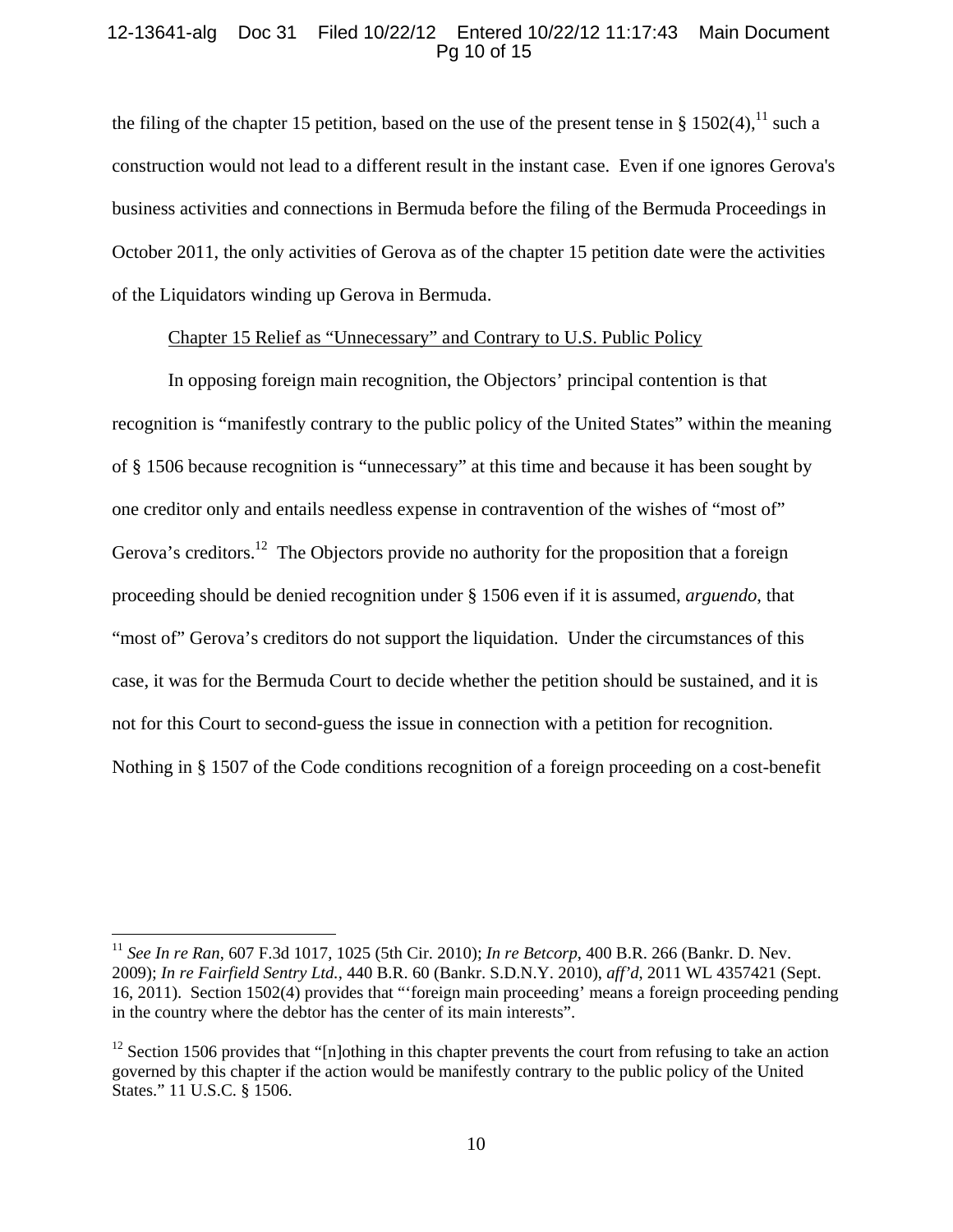the filing of the chapter 15 petition, based on the use of the present tense in § 1502(4),[11] such a construction would not lead to a different result in the instant case. Even if one ignores Gerova's business activities and connections in Bermuda before the filing of the Bermuda Proceedings in October 2011, the only activities of Gerova as of the chapter 15 petition date were the activities of the Liquidators winding up Gerova in Bermuda.

<u>Chapter 15 Relief as "Unnecessary" and Contrary to U.S. Public Policy</u>

In opposing foreign main recognition, the Objectors' principal contention is that recognition is "manifestly contrary to the public policy of the United States" within the meaning of § 1506 because recognition is "unnecessary" at this time and because it has been sought by one creditor only and entails needless expense in contravention of the wishes of "most of" Gerova's creditors.[12] The Objectors provide no authority for the proposition that a foreign proceeding should be denied recognition under § 1506 even if it is assumed, *arguendo*, that "most of" Gerova's creditors do not support the liquidation. Under the circumstances of this case, it was for the Bermuda Court to decide whether the petition should be sustained, and it is not for this Court to second-guess the issue in connection with a petition for recognition. Nothing in § 1507 of the Code conditions recognition of a foreign proceeding on a cost-benefit

---

[11] *See In re Ran*, 607 F.3d 1017, 1025 (5th Cir. 2010); *In re Betcorp*, 400 B.R. 266 (Bankr. D. Nev. 2009); *In re Fairfield Sentry Ltd.*, 440 B.R. 60 (Bankr. S.D.N.Y. 2010), *aff'd*, 2011 WL 4357421 (Sept. 16, 2011). Section 1502(4) provides that "'foreign main proceeding' means a foreign proceeding pending in the country where the debtor has the center of its main interests".

[12] Section 1506 provides that "[n]othing in this chapter prevents the court from refusing to take an action governed by this chapter if the action would be manifestly contrary to the public policy of the United States." 11 U.S.C. § 1506.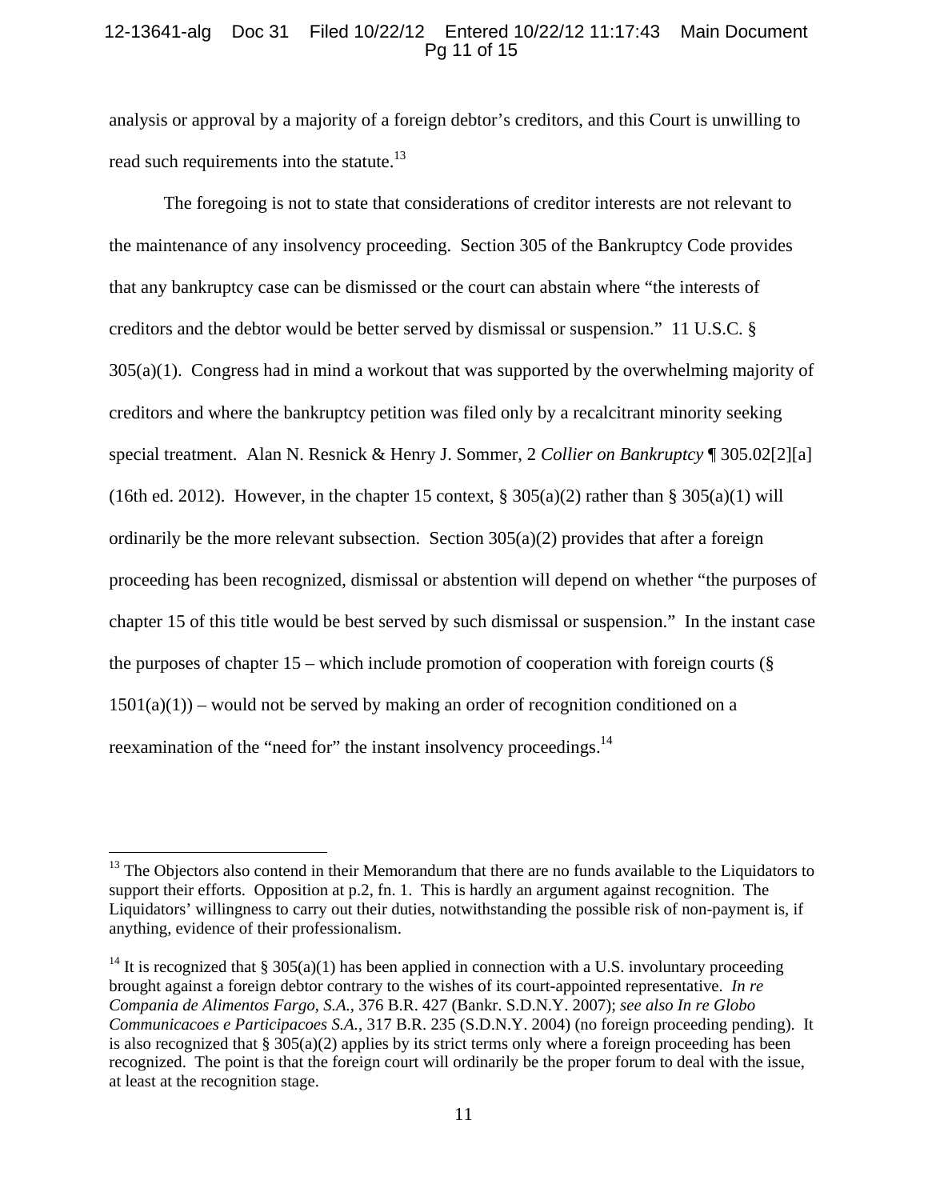analysis or approval by a majority of a foreign debtor's creditors, and this Court is unwilling to read such requirements into the statute.[13]

The foregoing is not to state that considerations of creditor interests are not relevant to the maintenance of any insolvency proceeding. Section 305 of the Bankruptcy Code provides that any bankruptcy case can be dismissed or the court can abstain where "the interests of creditors and the debtor would be better served by dismissal or suspension." 11 U.S.C. § 305(a)(1). Congress had in mind a workout that was supported by the overwhelming majority of creditors and where the bankruptcy petition was filed only by a recalcitrant minority seeking special treatment. Alan N. Resnick & Henry J. Sommer, 2 *Collier on Bankruptcy* ¶ 305.02[2][a] (16th ed. 2012). However, in the chapter 15 context, § 305(a)(2) rather than § 305(a)(1) will ordinarily be the more relevant subsection. Section 305(a)(2) provides that after a foreign proceeding has been recognized, dismissal or abstention will depend on whether "the purposes of chapter 15 of this title would be best served by such dismissal or suspension." In the instant case the purposes of chapter 15 – which include promotion of cooperation with foreign courts (§ 1501(a)(1)) – would not be served by making an order of recognition conditioned on a reexamination of the "need for" the instant insolvency proceedings.[14]

---

[13] The Objectors also contend in their Memorandum that there are no funds available to the Liquidators to support their efforts. Opposition at p.2, fn. 1. This is hardly an argument against recognition. The Liquidators' willingness to carry out their duties, notwithstanding the possible risk of non-payment is, if anything, evidence of their professionalism.

[14] It is recognized that § 305(a)(1) has been applied in connection with a U.S. involuntary proceeding brought against a foreign debtor contrary to the wishes of its court-appointed representative. *In re Compania de Alimentos Fargo, S.A.*, 376 B.R. 427 (Bankr. S.D.N.Y. 2007); *see also In re Globo Communicacoes e Participacoes S.A.*, 317 B.R. 235 (S.D.N.Y. 2004) (no foreign proceeding pending). It is also recognized that § 305(a)(2) applies by its strict terms only where a foreign proceeding has been recognized. The point is that the foreign court will ordinarily be the proper forum to deal with the issue, at least at the recognition stage.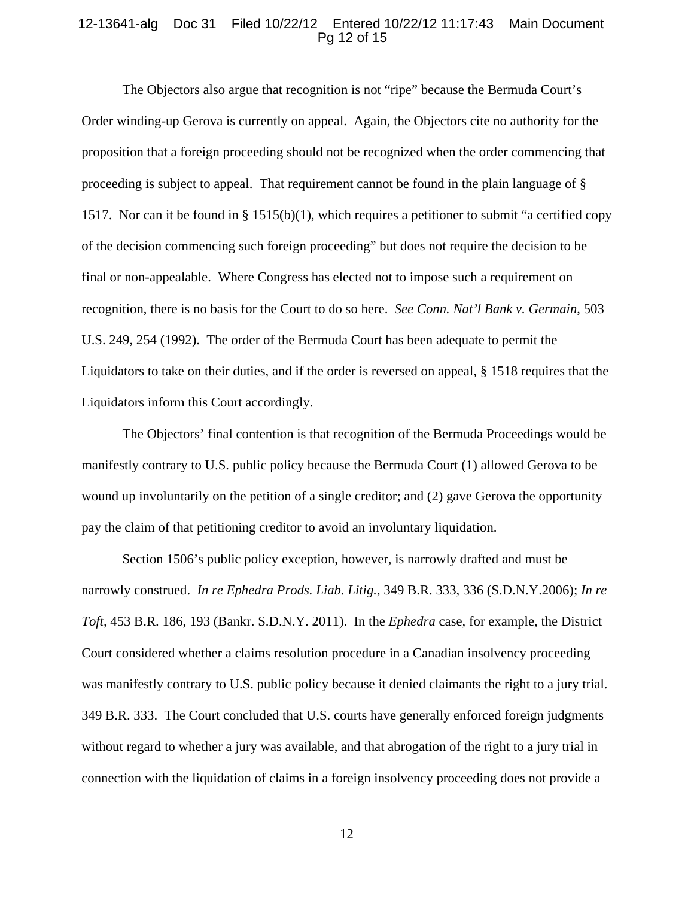The Objectors also argue that recognition is not "ripe" because the Bermuda Court's Order winding-up Gerova is currently on appeal. Again, the Objectors cite no authority for the proposition that a foreign proceeding should not be recognized when the order commencing that proceeding is subject to appeal. That requirement cannot be found in the plain language of § 1517. Nor can it be found in § 1515(b)(1), which requires a petitioner to submit "a certified copy of the decision commencing such foreign proceeding" but does not require the decision to be final or non-appealable. Where Congress has elected not to impose such a requirement on recognition, there is no basis for the Court to do so here. *See Conn. Nat'l Bank v. Germain*, 503 U.S. 249, 254 (1992). The order of the Bermuda Court has been adequate to permit the Liquidators to take on their duties, and if the order is reversed on appeal, § 1518 requires that the Liquidators inform this Court accordingly.

The Objectors' final contention is that recognition of the Bermuda Proceedings would be manifestly contrary to U.S. public policy because the Bermuda Court (1) allowed Gerova to be wound up involuntarily on the petition of a single creditor; and (2) gave Gerova the opportunity pay the claim of that petitioning creditor to avoid an involuntary liquidation.

Section 1506's public policy exception, however, is narrowly drafted and must be narrowly construed. *In re Ephedra Prods. Liab. Litig.*, 349 B.R. 333, 336 (S.D.N.Y.2006); *In re Toft*, 453 B.R. 186, 193 (Bankr. S.D.N.Y. 2011). In the *Ephedra* case, for example, the District Court considered whether a claims resolution procedure in a Canadian insolvency proceeding was manifestly contrary to U.S. public policy because it denied claimants the right to a jury trial. 349 B.R. 333. The Court concluded that U.S. courts have generally enforced foreign judgments without regard to whether a jury was available, and that abrogation of the right to a jury trial in connection with the liquidation of claims in a foreign insolvency proceeding does not provide a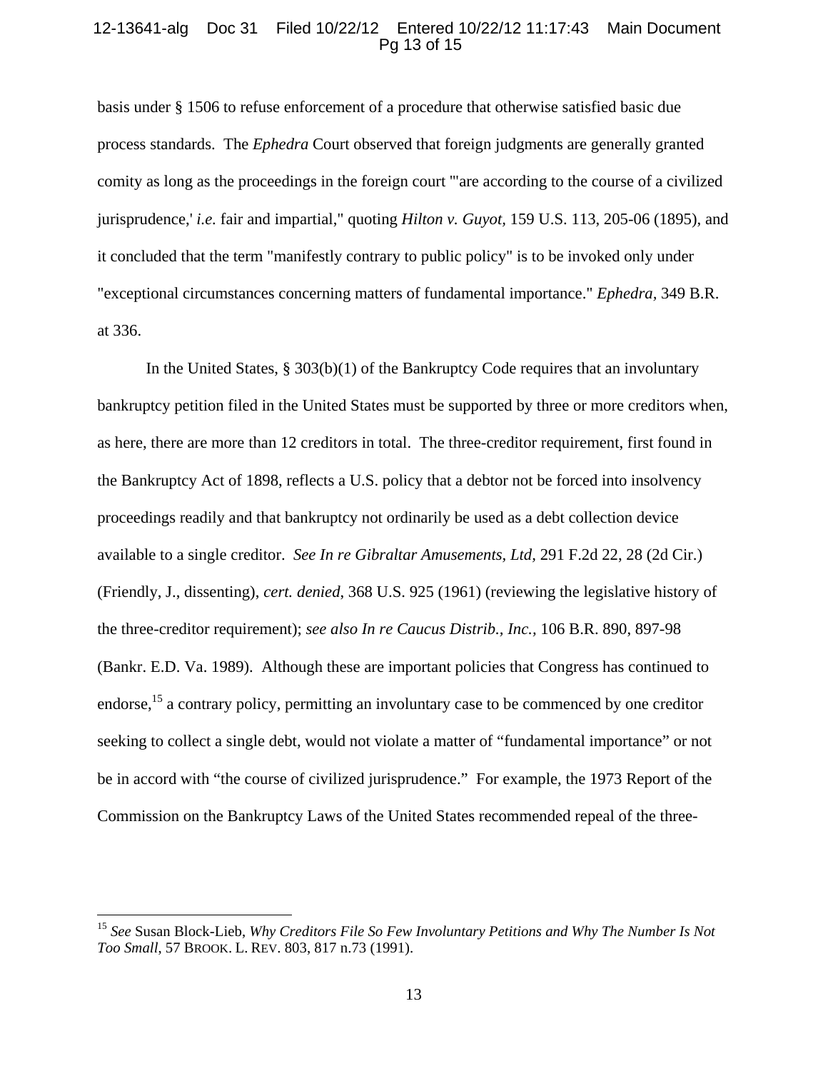basis under § 1506 to refuse enforcement of a procedure that otherwise satisfied basic due process standards. The *Ephedra* Court observed that foreign judgments are generally granted comity as long as the proceedings in the foreign court "'are according to the course of a civilized jurisprudence,' *i.e.* fair and impartial," quoting *Hilton v. Guyot*, 159 U.S. 113, 205-06 (1895), and it concluded that the term "manifestly contrary to public policy" is to be invoked only under "exceptional circumstances concerning matters of fundamental importance." *Ephedra*, 349 B.R. at 336.

In the United States, § 303(b)(1) of the Bankruptcy Code requires that an involuntary bankruptcy petition filed in the United States must be supported by three or more creditors when, as here, there are more than 12 creditors in total. The three-creditor requirement, first found in the Bankruptcy Act of 1898, reflects a U.S. policy that a debtor not be forced into insolvency proceedings readily and that bankruptcy not ordinarily be used as a debt collection device available to a single creditor. *See In re Gibraltar Amusements, Ltd*, 291 F.2d 22, 28 (2d Cir.) (Friendly, J., dissenting), *cert. denied*, 368 U.S. 925 (1961) (reviewing the legislative history of the three-creditor requirement); *see also In re Caucus Distrib., Inc.,* 106 B.R. 890, 897-98 (Bankr. E.D. Va. 1989). Although these are important policies that Congress has continued to endorse,[15] a contrary policy, permitting an involuntary case to be commenced by one creditor seeking to collect a single debt, would not violate a matter of "fundamental importance" or not be in accord with "the course of civilized jurisprudence." For example, the 1973 Report of the Commission on the Bankruptcy Laws of the United States recommended repeal of the three-

[15] *See* Susan Block-Lieb, *Why Creditors File So Few Involuntary Petitions and Why The Number Is Not Too Small*, 57 BROOK. L. REV. 803, 817 n.73 (1991).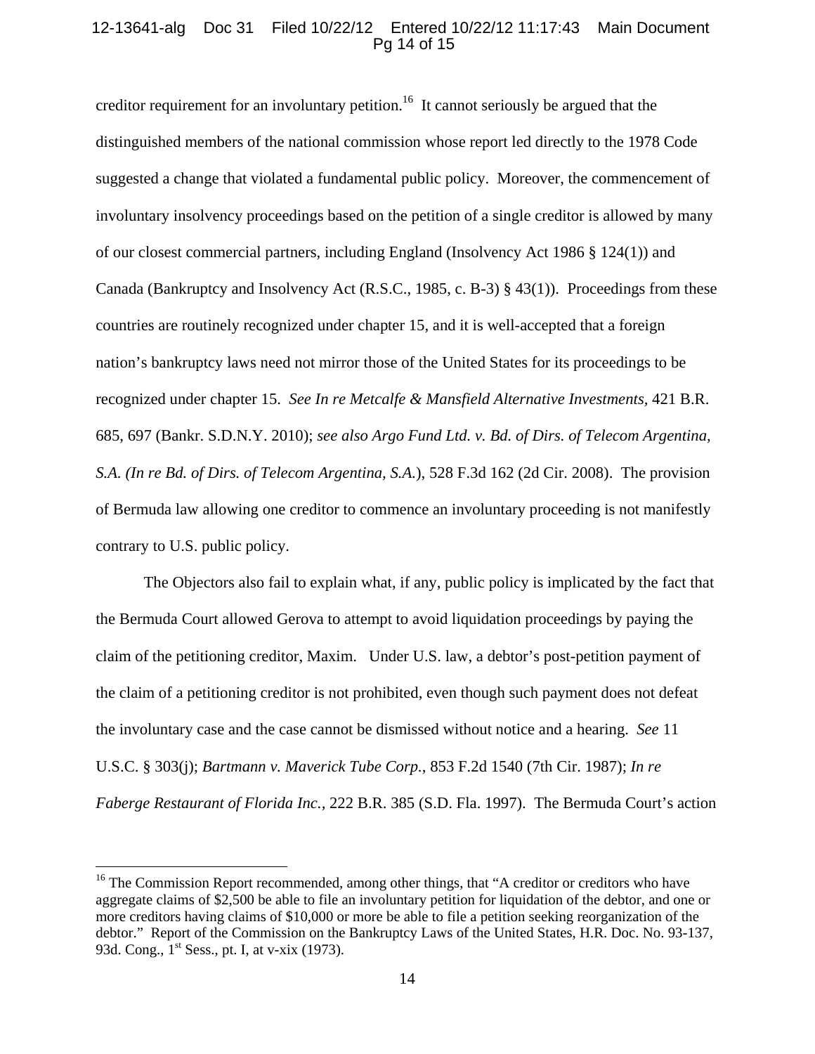creditor requirement for an involuntary petition.[16] It cannot seriously be argued that the distinguished members of the national commission whose report led directly to the 1978 Code suggested a change that violated a fundamental public policy. Moreover, the commencement of involuntary insolvency proceedings based on the petition of a single creditor is allowed by many of our closest commercial partners, including England (Insolvency Act 1986 § 124(1)) and Canada (Bankruptcy and Insolvency Act (R.S.C., 1985, c. B-3) § 43(1)). Proceedings from these countries are routinely recognized under chapter 15, and it is well-accepted that a foreign nation's bankruptcy laws need not mirror those of the United States for its proceedings to be recognized under chapter 15. *See In re Metcalfe & Mansfield Alternative Investments*, 421 B.R. 685, 697 (Bankr. S.D.N.Y. 2010); *see also Argo Fund Ltd. v. Bd. of Dirs. of Telecom Argentina, S.A. (In re Bd. of Dirs. of Telecom Argentina, S.A.*), 528 F.3d 162 (2d Cir. 2008). The provision of Bermuda law allowing one creditor to commence an involuntary proceeding is not manifestly contrary to U.S. public policy.

The Objectors also fail to explain what, if any, public policy is implicated by the fact that the Bermuda Court allowed Gerova to attempt to avoid liquidation proceedings by paying the claim of the petitioning creditor, Maxim. Under U.S. law, a debtor's post-petition payment of the claim of a petitioning creditor is not prohibited, even though such payment does not defeat the involuntary case and the case cannot be dismissed without notice and a hearing. *See* 11 U.S.C. § 303(j); *Bartmann v. Maverick Tube Corp.*, 853 F.2d 1540 (7th Cir. 1987); *In re Faberge Restaurant of Florida Inc.*, 222 B.R. 385 (S.D. Fla. 1997). The Bermuda Court's action

---

[16] The Commission Report recommended, among other things, that "A creditor or creditors who have aggregate claims of $2,500 be able to file an involuntary petition for liquidation of the debtor, and one or more creditors having claims of $10,000 or more be able to file a petition seeking reorganization of the debtor." Report of the Commission on the Bankruptcy Laws of the United States, H.R. Doc. No. 93-137, 93d. Cong., 1st Sess., pt. I, at v-xix (1973).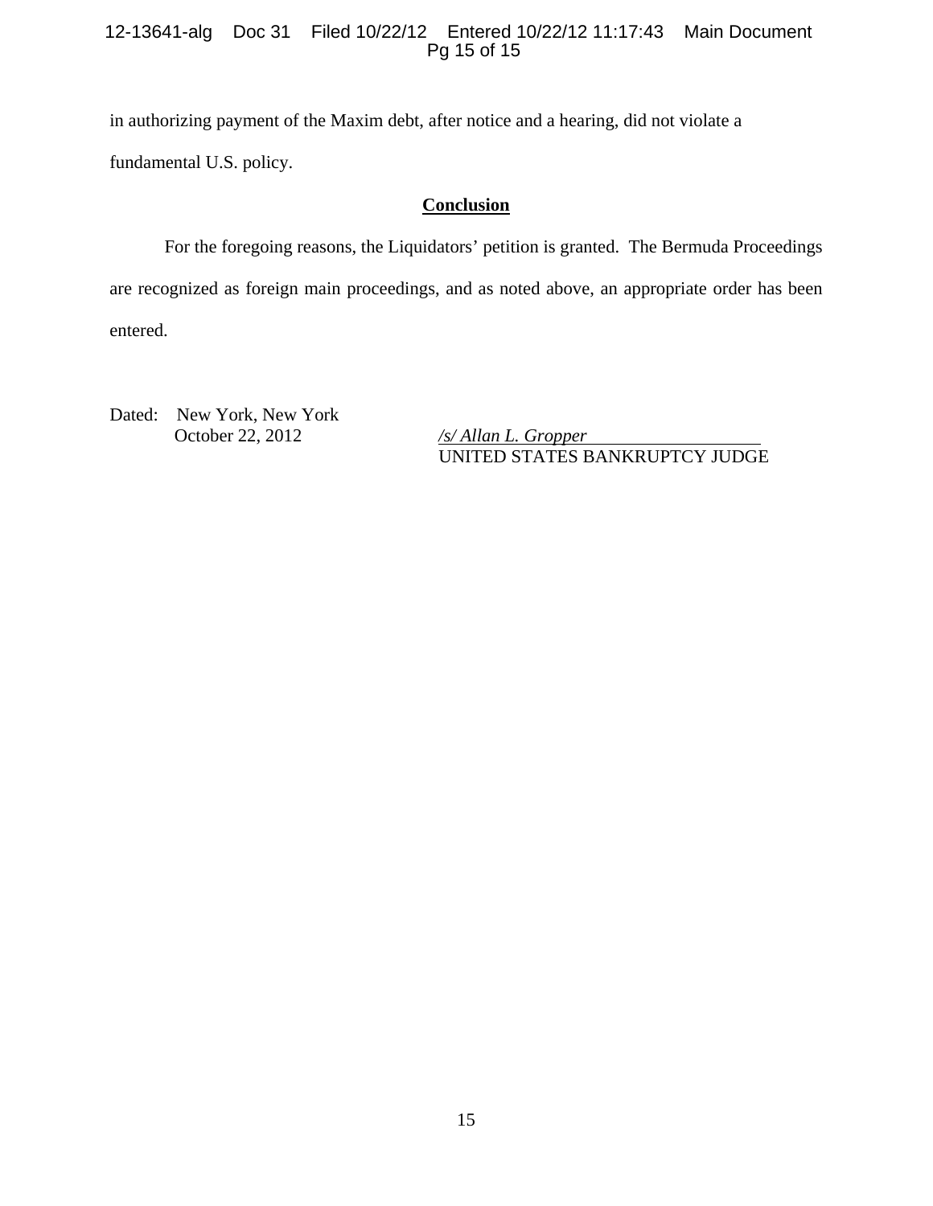in authorizing payment of the Maxim debt, after notice and a hearing, did not violate a fundamental U.S. policy.

## Conclusion

For the foregoing reasons, the Liquidators' petition is granted. The Bermuda Proceedings are recognized as foreign main proceedings, and as noted above, an appropriate order has been entered.

Dated: New York, New York
October 22, 2012

*/s/ Allan L. Gropper*
UNITED STATES BANKRUPTCY JUDGE